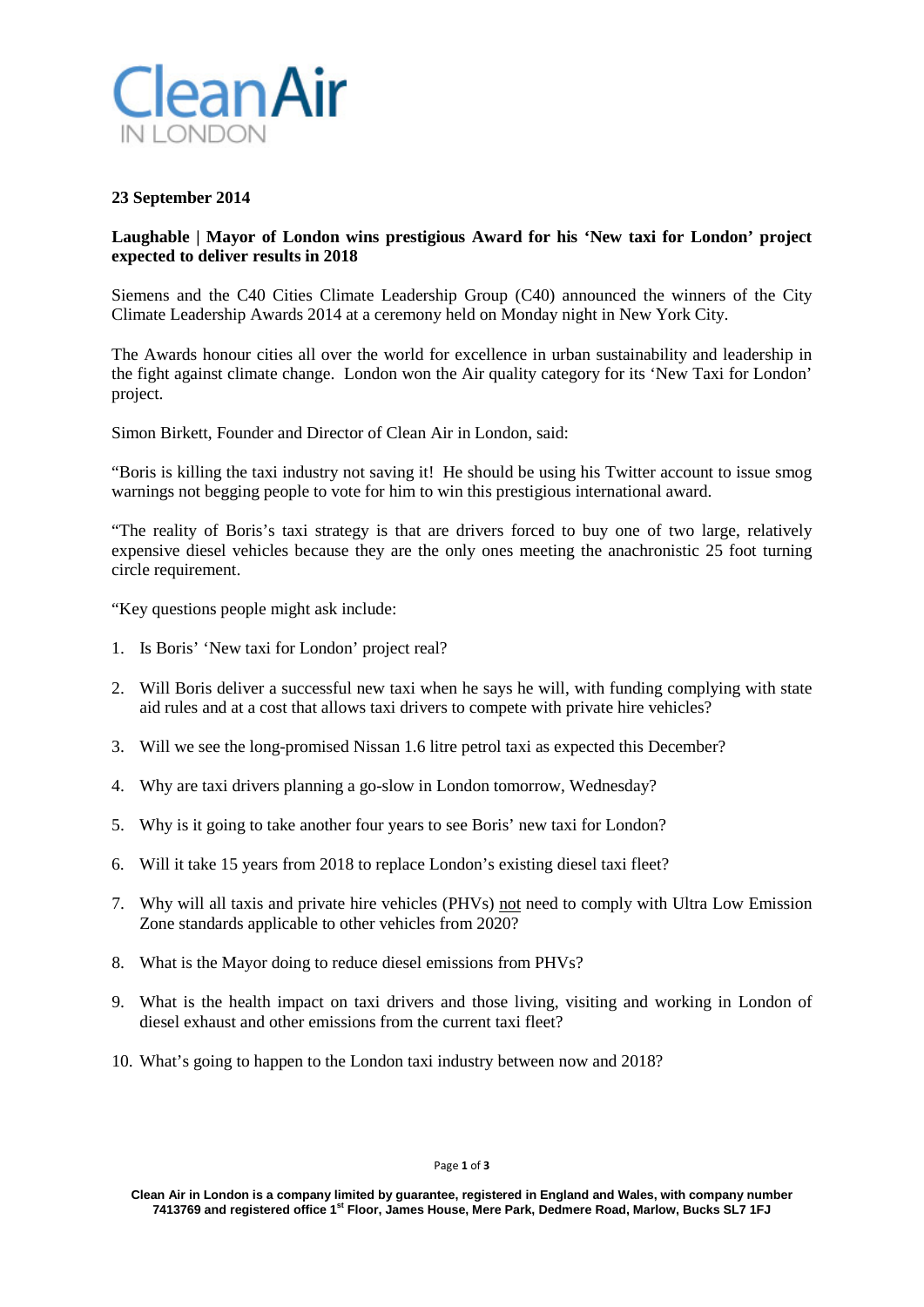Clean Air IN LONDON

**23 September 2014**

**Laughable | Mayor of London wins prestigious Award for his 'New taxi for London' project expected to deliver results in 2018**

Siemens and the C40 Cities Climate Leadership Group (C40) announced the winners of the City Climate Leadership Awards 2014 at a ceremony held on Monday night in New York City.

The Awards honour cities all over the world for excellence in urban sustainability and leadership in the fight against climate change. London won the Air quality category for its 'New Taxi for London' project.

Simon Birkett, Founder and Director of Clean Air in London, said:

"Boris is killing the taxi industry not saving it! He should be using his Twitter account to issue smog warnings not begging people to vote for him to win this prestigious international award.

"The reality of Boris's taxi strategy is that are drivers forced to buy one of two large, relatively expensive diesel vehicles because they are the only ones meeting the anachronistic 25 foot turning circle requirement.

"Key questions people might ask include:

1. Is Boris' 'New taxi for London' project real?
2. Will Boris deliver a successful new taxi when he says he will, with funding complying with state aid rules and at a cost that allows taxi drivers to compete with private hire vehicles?
3. Will we see the long-promised Nissan 1.6 litre petrol taxi as expected this December?
4. Why are taxi drivers planning a go-slow in London tomorrow, Wednesday?
5. Why is it going to take another four years to see Boris' new taxi for London?
6. Will it take 15 years from 2018 to replace London's existing diesel taxi fleet?
7. Why will all taxis and private hire vehicles (PHVs) not need to comply with Ultra Low Emission Zone standards applicable to other vehicles from 2020?
8. What is the Mayor doing to reduce diesel emissions from PHVs?
9. What is the health impact on taxi drivers and those living, visiting and working in London of diesel exhaust and other emissions from the current taxi fleet?
10. What's going to happen to the London taxi industry between now and 2018?

**Clean Air in London is a company limited by guarantee, registered in England and Wales, with company number 7413769 and registered office 1st Floor, James House, Mere Park, Dedmere Road, Marlow, Bucks SL7 1FJ**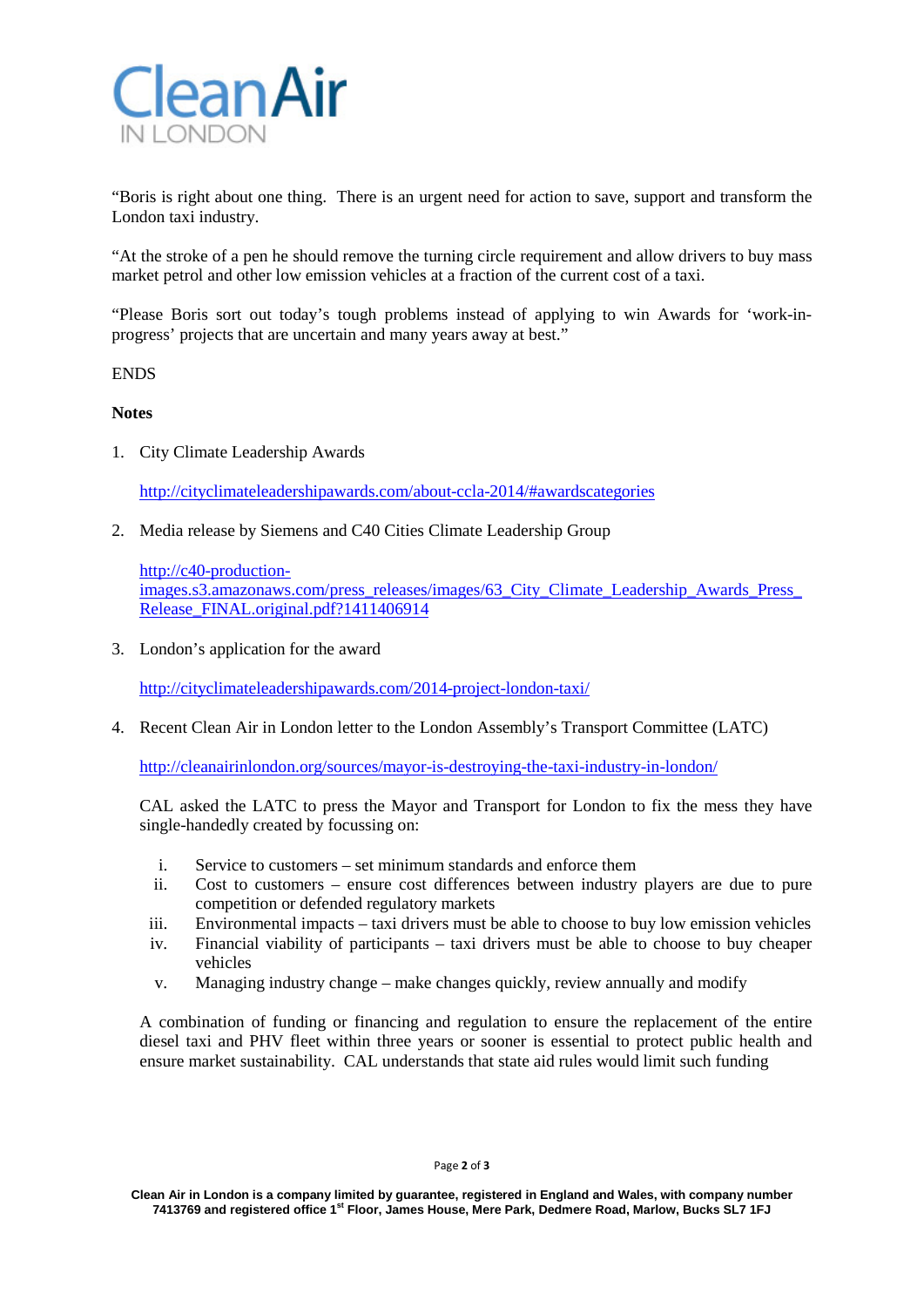"Boris is right about one thing. There is an urgent need for action to save, support and transform the London taxi industry.

"At the stroke of a pen he should remove the turning circle requirement and allow drivers to buy mass market petrol and other low emission vehicles at a fraction of the current cost of a taxi.

"Please Boris sort out today's tough problems instead of applying to win Awards for 'work-in-progress' projects that are uncertain and many years away at best."

ENDS

**Notes**

1. City Climate Leadership Awards

   http://cityclimateleadershipawards.com/about-ccla-2014/#awardscategories

2. Media release by Siemens and C40 Cities Climate Leadership Group

   http://c40-production-images.s3.amazonaws.com/press_releases/images/63_City_Climate_Leadership_Awards_Press_Release_FINAL.original.pdf?1411406914

3. London's application for the award

   http://cityclimateleadershipawards.com/2014-project-london-taxi/

4. Recent Clean Air in London letter to the London Assembly's Transport Committee (LATC)

   http://cleanairinlondon.org/sources/mayor-is-destroying-the-taxi-industry-in-london/

   CAL asked the LATC to press the Mayor and Transport for London to fix the mess they have single-handedly created by focussing on:

   i. Service to customers – set minimum standards and enforce them
   ii. Cost to customers – ensure cost differences between industry players are due to pure competition or defended regulatory markets
   iii. Environmental impacts – taxi drivers must be able to choose to buy low emission vehicles
   iv. Financial viability of participants – taxi drivers must be able to choose to buy cheaper vehicles
   v. Managing industry change – make changes quickly, review annually and modify

   A combination of funding or financing and regulation to ensure the replacement of the entire diesel taxi and PHV fleet within three years or sooner is essential to protect public health and ensure market sustainability. CAL understands that state aid rules would limit such funding

Clean Air in London is a company limited by guarantee, registered in England and Wales, with company number 7413769 and registered office 1st Floor, James House, Mere Park, Dedmere Road, Marlow, Bucks SL7 1FJ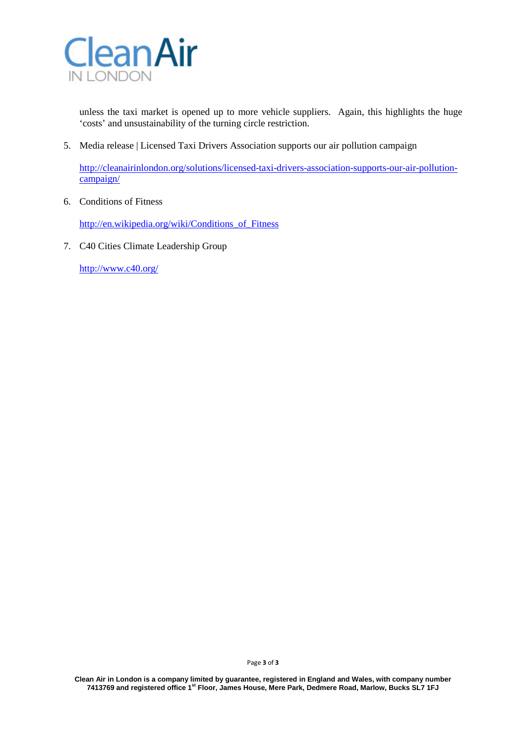unless the taxi market is opened up to more vehicle suppliers. Again, this highlights the huge 'costs' and unsustainability of the turning circle restriction.

5. Media release | Licensed Taxi Drivers Association supports our air pollution campaign

   http://cleanairinlondon.org/solutions/licensed-taxi-drivers-association-supports-our-air-pollution-campaign/

6. Conditions of Fitness

   http://en.wikipedia.org/wiki/Conditions_of_Fitness

7. C40 Cities Climate Leadership Group

   http://www.c40.org/

**Clean Air in London is a company limited by guarantee, registered in England and Wales, with company number 7413769 and registered office 1st Floor, James House, Mere Park, Dedmere Road, Marlow, Bucks SL7 1FJ**